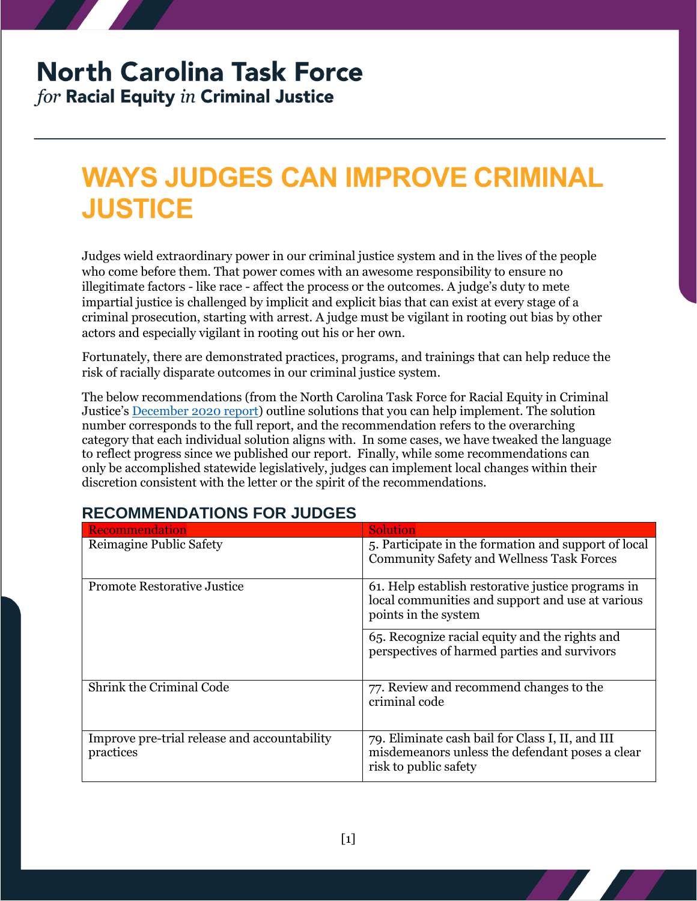# North Carolina Task Force

*for* **Racial Equity** *in* **Criminal Justice**

## WAYS JUDGES CAN IMPROVE CRIMINAL JUSTICE

Judges wield extraordinary power in our criminal justice system and in the lives of the people who come before them. That power comes with an awesome responsibility to ensure no illegitimate factors - like race - affect the process or the outcomes. A judge's duty to mete impartial justice is challenged by implicit and explicit bias that can exist at every stage of a criminal prosecution, starting with arrest. A judge must be vigilant in rooting out bias by other actors and especially vigilant in rooting out his or her own.

Fortunately, there are demonstrated practices, programs, and trainings that can help reduce the risk of racially disparate outcomes in our criminal justice system.

The below recommendations (from the North Carolina Task Force for Racial Equity in Criminal Justice's [December 2020 report]) outline solutions that you can help implement. The solution number corresponds to the full report, and the recommendation refers to the overarching category that each individual solution aligns with. In some cases, we have tweaked the language to reflect progress since we published our report. Finally, while some recommendations can only be accomplished statewide legislatively, judges can implement local changes within their discretion consistent with the letter or the spirit of the recommendations.

### RECOMMENDATIONS FOR JUDGES

| Recommendation | Solution |
|---|---|
| Reimagine Public Safety | 5. Participate in the formation and support of local Community Safety and Wellness Task Forces |
| Promote Restorative Justice | 61. Help establish restorative justice programs in local communities and support and use at various points in the system |
| | 65. Recognize racial equity and the rights and perspectives of harmed parties and survivors |
| Shrink the Criminal Code | 77. Review and recommend changes to the criminal code |
| Improve pre-trial release and accountability practices | 79. Eliminate cash bail for Class I, II, and III misdemeanors unless the defendant poses a clear risk to public safety |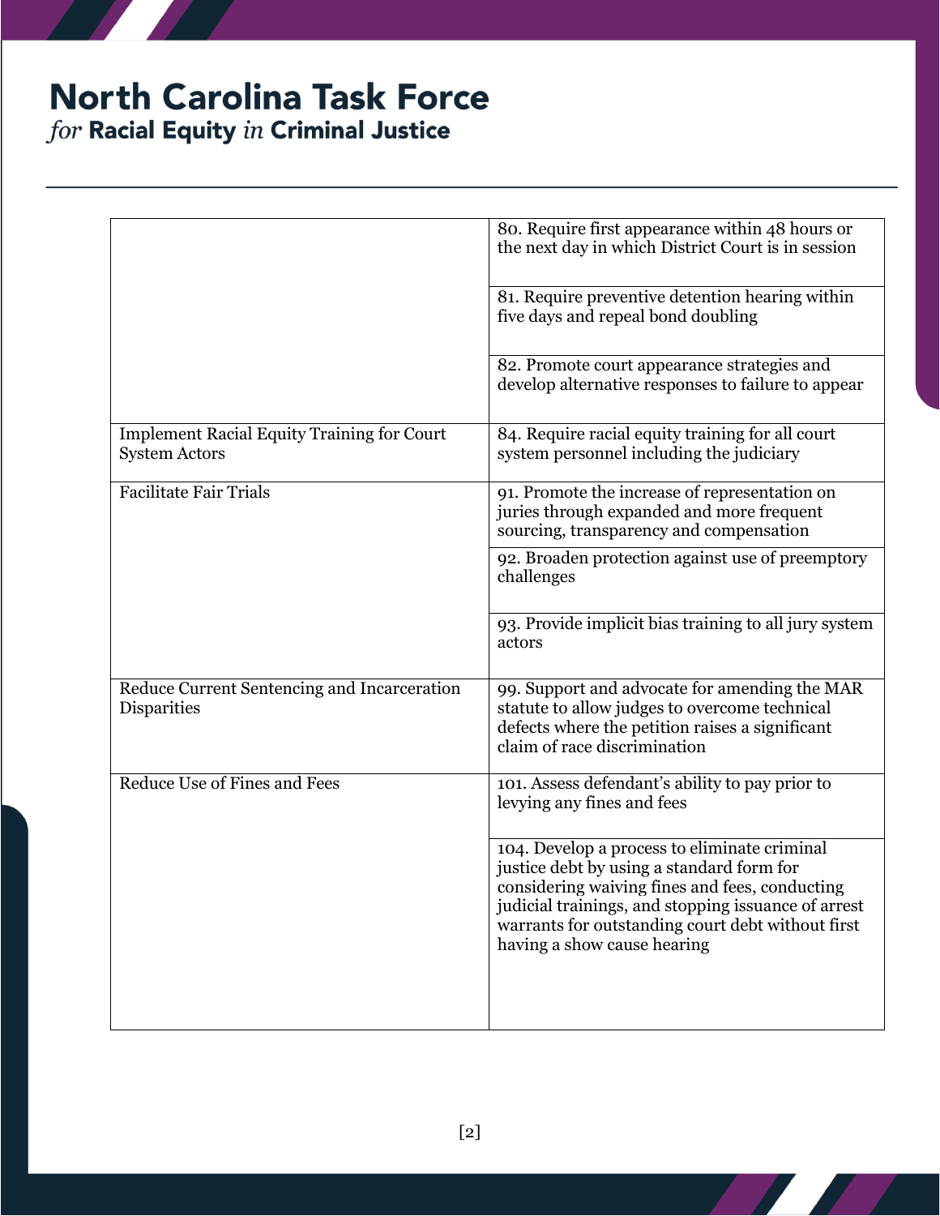# North Carolina Task Force

*for* **Racial Equity** *in* **Criminal Justice**

| | |
|---|---|
| | 80. Require first appearance within 48 hours or the next day in which District Court is in session |
| | 81. Require preventive detention hearing within five days and repeal bond doubling |
| | 82. Promote court appearance strategies and develop alternative responses to failure to appear |
| Implement Racial Equity Training for Court System Actors | 84. Require racial equity training for all court system personnel including the judiciary |
| Facilitate Fair Trials | 91. Promote the increase of representation on juries through expanded and more frequent sourcing, transparency and compensation |
| | 92. Broaden protection against use of preemptory challenges |
| | 93. Provide implicit bias training to all jury system actors |
| Reduce Current Sentencing and Incarceration Disparities | 99. Support and advocate for amending the MAR statute to allow judges to overcome technical defects where the petition raises a significant claim of race discrimination |
| Reduce Use of Fines and Fees | 101. Assess defendant's ability to pay prior to levying any fines and fees |
| | 104. Develop a process to eliminate criminal justice debt by using a standard form for considering waiving fines and fees, conducting judicial trainings, and stopping issuance of arrest warrants for outstanding court debt without first having a show cause hearing |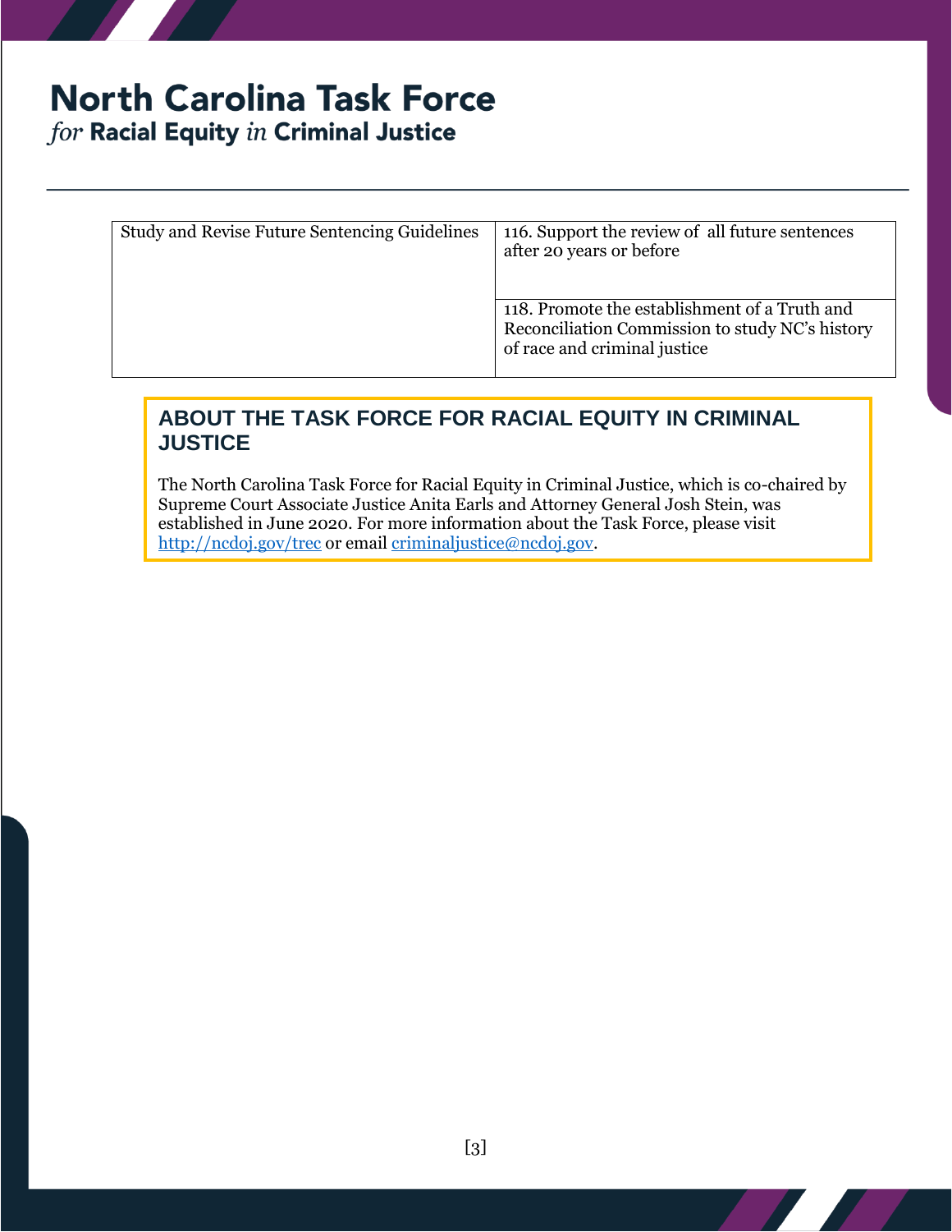| | |
|---|---|
| Study and Revise Future Sentencing Guidelines | 116. Support the review of all future sentences after 20 years or before |
| | 118. Promote the establishment of a Truth and Reconciliation Commission to study NC's history of race and criminal justice |

## ABOUT THE TASK FORCE FOR RACIAL EQUITY IN CRIMINAL JUSTICE

The North Carolina Task Force for Racial Equity in Criminal Justice, which is co-chaired by Supreme Court Associate Justice Anita Earls and Attorney General Josh Stein, was established in June 2020. For more information about the Task Force, please visit http://ncdoj.gov/trec or email criminaljustice@ncdoj.gov.